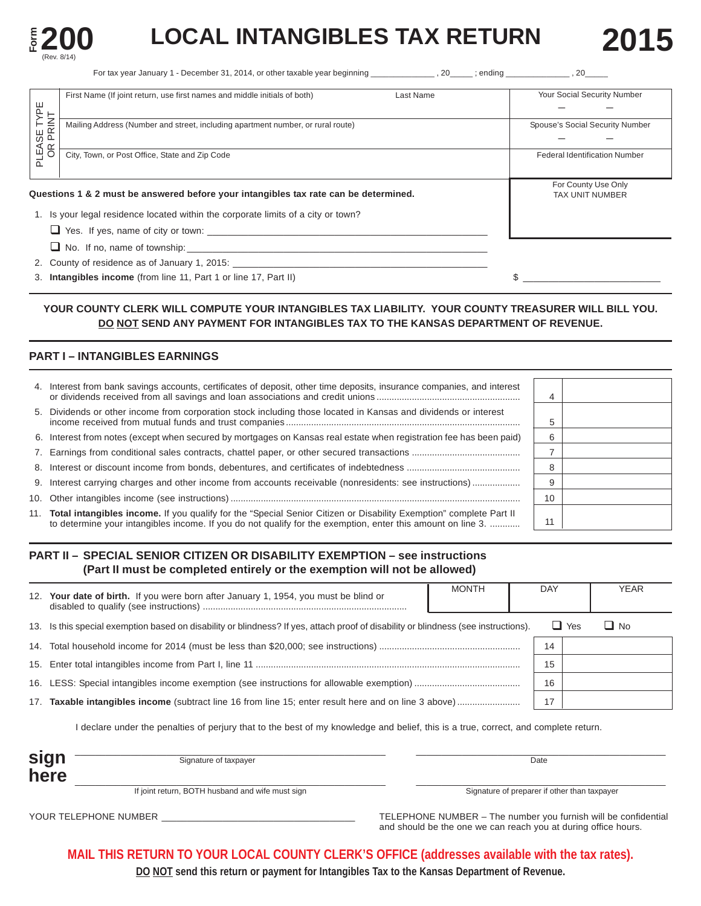Form **200** (Rev. 8/14)

# LOCAL INTANGIBLES TAX RETURN

# 2015

For tax year January 1 - December 31, 2014, or other taxable year beginning ______________ , 20_____ ; ending ______________ , 20_____

PLEASE TYPE OR PRINT

| First Name (If joint return, use first names and middle initials of both) | Last Name | Your Social Security Number |
|---|---|---|
| Mailing Address (Number and street, including apartment number, or rural route) | | Spouse's Social Security Number |
| City, Town, or Post Office, State and Zip Code | | Federal Identification Number |

For County Use Only
TAX UNIT NUMBER

**Questions 1 & 2 must be answered before your intangibles tax rate can be determined.**

1. Is your legal residence located within the corporate limits of a city or town?
   - ❑ Yes. If yes, name of city or town: ______________________________
   - ❑ No. If no, name of township: ______________________________
2. County of residence as of January 1, 2015: ______________________________
3. **Intangibles income** (from line 11, Part 1 or line 17, Part II) $ ______________

**YOUR COUNTY CLERK WILL COMPUTE YOUR INTANGIBLES TAX LIABILITY. YOUR COUNTY TREASURER WILL BILL YOU. DO NOT SEND ANY PAYMENT FOR INTANGIBLES TAX TO THE KANSAS DEPARTMENT OF REVENUE.**

## PART I – INTANGIBLES EARNINGS

| | Line | Amount |
|---|---|---|
| 4. Interest from bank savings accounts, certificates of deposit, other time deposits, insurance companies, and interest or dividends received from all savings and loan associations and credit unions | 4 | |
| 5. Dividends or other income from corporation stock including those located in Kansas and dividends or interest income received from mutual funds and trust companies | 5 | |
| 6. Interest from notes (except when secured by mortgages on Kansas real estate when registration fee has been paid) | 6 | |
| 7. Earnings from conditional sales contracts, chattel paper, or other secured transactions | 7 | |
| 8. Interest or discount income from bonds, debentures, and certificates of indebtedness | 8 | |
| 9. Interest carrying charges and other income from accounts receivable (nonresidents: see instructions) | 9 | |
| 10. Other intangibles income (see instructions) | 10 | |
| 11. **Total intangibles income.** If you qualify for the "Special Senior Citizen or Disability Exemption" complete Part II to determine your intangibles income. If you do not qualify for the exemption, enter this amount on line 3. | 11 | |

## PART II – SPECIAL SENIOR CITIZEN OR DISABILITY EXEMPTION – see instructions
### (Part II must be completed entirely or the exemption will not be allowed)

12. **Your date of birth.** If you were born after January 1, 1954, you must be blind or disabled to qualify (see instructions)

| MONTH | DAY | YEAR |
|---|---|---|
| | | |

13. Is this special exemption based on disability or blindness? If yes, attach proof of disability or blindness (see instructions). ❑ Yes ❑ No

| | Line | Amount |
|---|---|---|
| 14. Total household income for 2014 (must be less than $20,000; see instructions) | 14 | |
| 15. Enter total intangibles income from Part I, line 11 | 15 | |
| 16. LESS: Special intangibles income exemption (see instructions for allowable exemption) | 16 | |
| 17. **Taxable intangibles income** (subtract line 16 from line 15; enter result here and on line 3 above) | 17 | |

I declare under the penalties of perjury that to the best of my knowledge and belief, this is a true, correct, and complete return.

**sign here**

_______________________________ Signature of taxpayer

_______________________________ Date

_______________________________ If joint return, BOTH husband and wife must sign

_______________________________ Signature of preparer if other than taxpayer

YOUR TELEPHONE NUMBER ______________________________

TELEPHONE NUMBER – The number you furnish will be confidential and should be the one we can reach you at during office hours.

**MAIL THIS RETURN TO YOUR LOCAL COUNTY CLERK'S OFFICE (addresses available with the tax rates).**

**DO NOT send this return or payment for Intangibles Tax to the Kansas Department of Revenue.**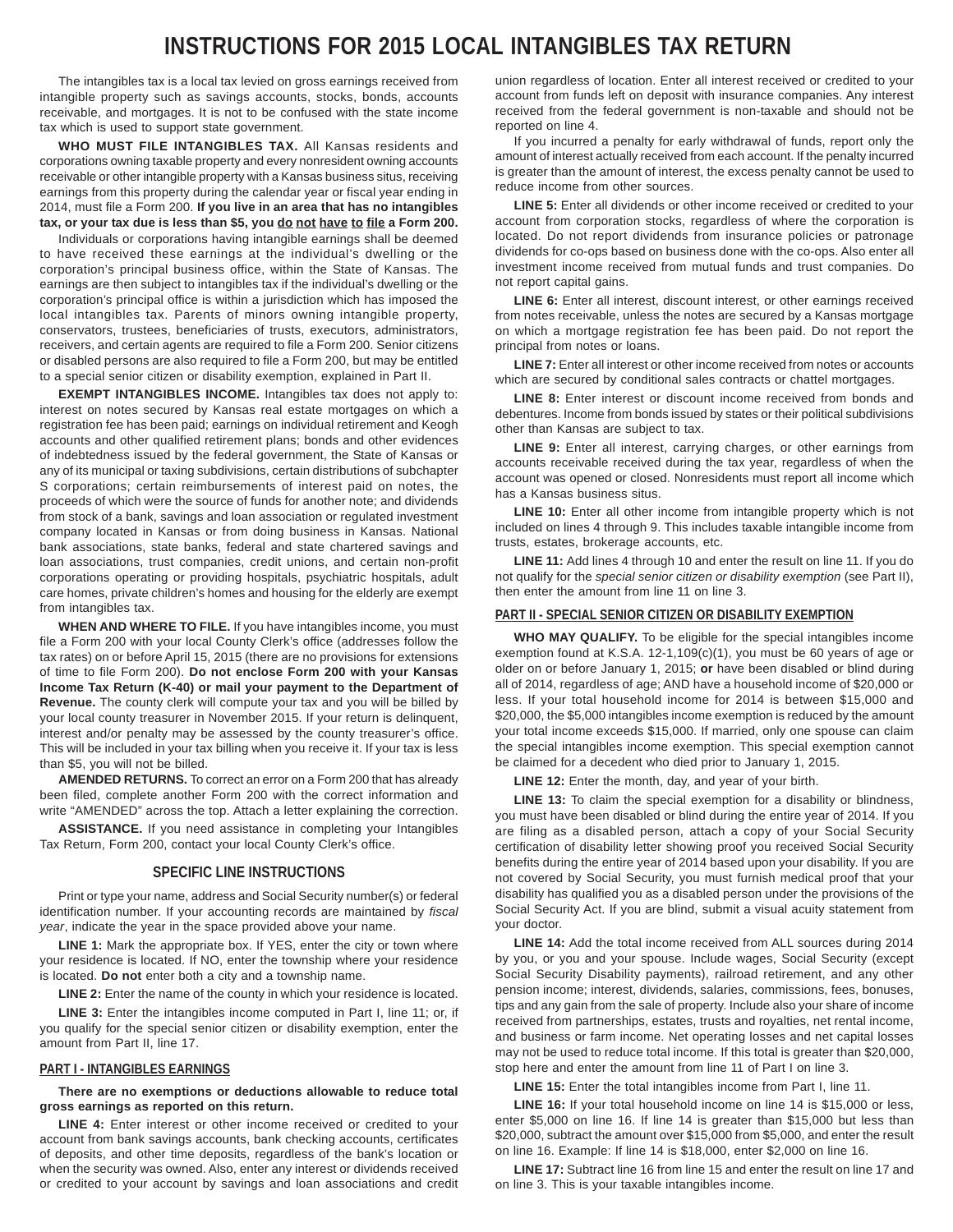# INSTRUCTIONS FOR 2015 LOCAL INTANGIBLES TAX RETURN

The intangibles tax is a local tax levied on gross earnings received from intangible property such as savings accounts, stocks, bonds, accounts receivable, and mortgages. It is not to be confused with the state income tax which is used to support state government.

**WHO MUST FILE INTANGIBLES TAX.** All Kansas residents and corporations owning taxable property and every nonresident owning accounts receivable or other intangible property with a Kansas business situs, receiving earnings from this property during the calendar year or fiscal year ending in 2014, must file a Form 200. **If you live in an area that has no intangibles tax, or your tax due is less than $5, you do not have to file a Form 200.**

Individuals or corporations having intangible earnings shall be deemed to have received these earnings at the individual's dwelling or the corporation's principal business office, within the State of Kansas. The earnings are then subject to intangibles tax if the individual's dwelling or the corporation's principal office is within a jurisdiction which has imposed the local intangibles tax. Parents of minors owning intangible property, conservators, trustees, beneficiaries of trusts, executors, administrators, receivers, and certain agents are required to file a Form 200. Senior citizens or disabled persons are also required to file a Form 200, but may be entitled to a special senior citizen or disability exemption, explained in Part II.

**EXEMPT INTANGIBLES INCOME.** Intangibles tax does not apply to: interest on notes secured by Kansas real estate mortgages on which a registration fee has been paid; earnings on individual retirement and Keogh accounts and other qualified retirement plans; bonds and other evidences of indebtedness issued by the federal government, the State of Kansas or any of its municipal or taxing subdivisions, certain distributions of subchapter S corporations; certain reimbursements of interest paid on notes, the proceeds of which were the source of funds for another note; and dividends from stock of a bank, savings and loan association or regulated investment company located in Kansas or from doing business in Kansas. National bank associations, state banks, federal and state chartered savings and loan associations, trust companies, credit unions, and certain non-profit corporations operating or providing hospitals, psychiatric hospitals, adult care homes, private children's homes and housing for the elderly are exempt from intangibles tax.

**WHEN AND WHERE TO FILE.** If you have intangibles income, you must file a Form 200 with your local County Clerk's office (addresses follow the tax rates) on or before April 15, 2015 (there are no provisions for extensions of time to file Form 200). **Do not enclose Form 200 with your Kansas Income Tax Return (K-40) or mail your payment to the Department of Revenue.** The county clerk will compute your tax and you will be billed by your local county treasurer in November 2015. If your return is delinquent, interest and/or penalty may be assessed by the county treasurer's office. This will be included in your tax billing when you receive it. If your tax is less than $5, you will not be billed.

**AMENDED RETURNS.** To correct an error on a Form 200 that has already been filed, complete another Form 200 with the correct information and write "AMENDED" across the top. Attach a letter explaining the correction.

**ASSISTANCE.** If you need assistance in completing your Intangibles Tax Return, Form 200, contact your local County Clerk's office.

## SPECIFIC LINE INSTRUCTIONS

Print or type your name, address and Social Security number(s) or federal identification number. If your accounting records are maintained by *fiscal year*, indicate the year in the space provided above your name.

**LINE 1:** Mark the appropriate box. If YES, enter the city or town where your residence is located. If NO, enter the township where your residence is located. **Do not** enter both a city and a township name.

**LINE 2:** Enter the name of the county in which your residence is located.

**LINE 3:** Enter the intangibles income computed in Part I, line 11; or, if you qualify for the special senior citizen or disability exemption, enter the amount from Part II, line 17.

### PART I - INTANGIBLES EARNINGS

**There are no exemptions or deductions allowable to reduce total gross earnings as reported on this return.**

**LINE 4:** Enter interest or other income received or credited to your account from bank savings accounts, bank checking accounts, certificates of deposits, and other time deposits, regardless of the bank's location or when the security was owned. Also, enter any interest or dividends received or credited to your account by savings and loan associations and credit union regardless of location. Enter all interest received or credited to your account from funds left on deposit with insurance companies. Any interest received from the federal government is non-taxable and should not be reported on line 4.

If you incurred a penalty for early withdrawal of funds, report only the amount of interest actually received from each account. If the penalty incurred is greater than the amount of interest, the excess penalty cannot be used to reduce income from other sources.

**LINE 5:** Enter all dividends or other income received or credited to your account from corporation stocks, regardless of where the corporation is located. Do not report dividends from insurance policies or patronage dividends for co-ops based on business done with the co-ops. Also enter all investment income received from mutual funds and trust companies. Do not report capital gains.

**LINE 6:** Enter all interest, discount interest, or other earnings received from notes receivable, unless the notes are secured by a Kansas mortgage on which a mortgage registration fee has been paid. Do not report the principal from notes or loans.

**LINE 7:** Enter all interest or other income received from notes or accounts which are secured by conditional sales contracts or chattel mortgages.

**LINE 8:** Enter interest or discount income received from bonds and debentures. Income from bonds issued by states or their political subdivisions other than Kansas are subject to tax.

**LINE 9:** Enter all interest, carrying charges, or other earnings from accounts receivable received during the tax year, regardless of when the account was opened or closed. Nonresidents must report all income which has a Kansas business situs.

**LINE 10:** Enter all other income from intangible property which is not included on lines 4 through 9. This includes taxable intangible income from trusts, estates, brokerage accounts, etc.

**LINE 11:** Add lines 4 through 10 and enter the result on line 11. If you do not qualify for the *special senior citizen or disability exemption* (see Part II), then enter the amount from line 11 on line 3.

### PART II - SPECIAL SENIOR CITIZEN OR DISABILITY EXEMPTION

**WHO MAY QUALIFY.** To be eligible for the special intangibles income exemption found at K.S.A. 12-1,109(c)(1), you must be 60 years of age or older on or before January 1, 2015; **or** have been disabled or blind during all of 2014, regardless of age; AND have a household income of $20,000 or less. If your total household income for 2014 is between $15,000 and $20,000, the $5,000 intangibles income exemption is reduced by the amount your total income exceeds $15,000. If married, only one spouse can claim the special intangibles income exemption. This special exemption cannot be claimed for a decedent who died prior to January 1, 2015.

**LINE 12:** Enter the month, day, and year of your birth.

**LINE 13:** To claim the special exemption for a disability or blindness, you must have been disabled or blind during the entire year of 2014. If you are filing as a disabled person, attach a copy of your Social Security certification of disability letter showing proof you received Social Security benefits during the entire year of 2014 based upon your disability. If you are not covered by Social Security, you must furnish medical proof that your disability has qualified you as a disabled person under the provisions of the Social Security Act. If you are blind, submit a visual acuity statement from your doctor.

**LINE 14:** Add the total income received from ALL sources during 2014 by you, or you and your spouse. Include wages, Social Security (except Social Security Disability payments), railroad retirement, and any other pension income; interest, dividends, salaries, commissions, fees, bonuses, tips and any gain from the sale of property. Include also your share of income received from partnerships, estates, trusts and royalties, net rental income, and business or farm income. Net operating losses and net capital losses may not be used to reduce total income. If this total is greater than $20,000, stop here and enter the amount from line 11 of Part I on line 3.

**LINE 15:** Enter the total intangibles income from Part I, line 11.

**LINE 16:** If your total household income on line 14 is $15,000 or less, enter $5,000 on line 16. If line 14 is greater than $15,000 but less than $20,000, subtract the amount over $15,000 from $5,000, and enter the result on line 16. Example: If line 14 is $18,000, enter $2,000 on line 16.

**LINE 17:** Subtract line 16 from line 15 and enter the result on line 17 and on line 3. This is your taxable intangibles income.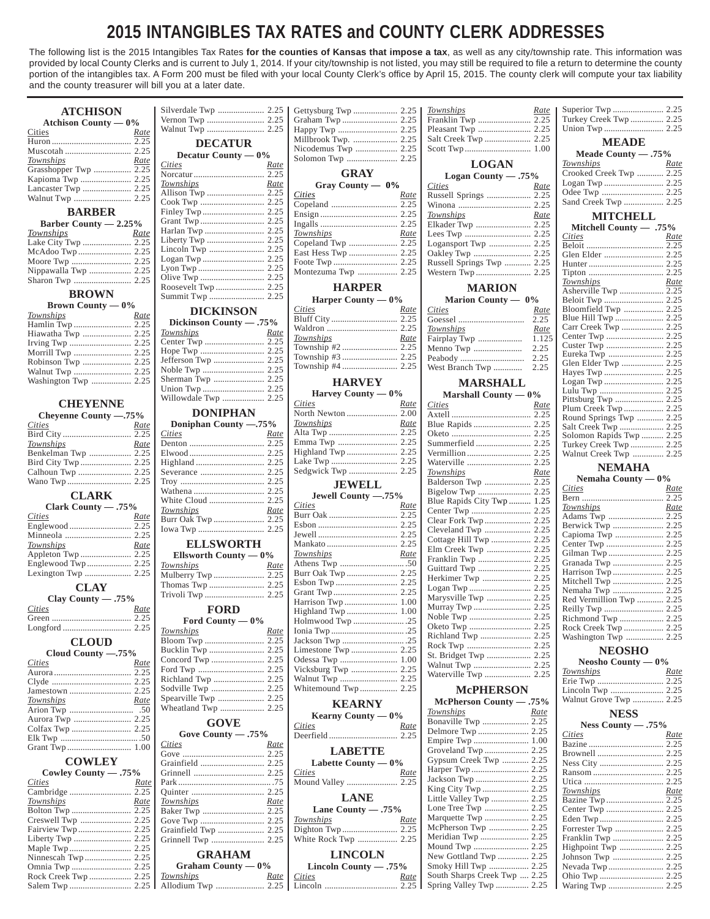# 2015 INTANGIBLES TAX RATES and COUNTY CLERK ADDRESSES

The following list is the 2015 Intangibles Tax Rates **for the counties of Kansas that impose a tax**, as well as any city/township rate. This information was provided by local County Clerks and is current to July 1, 2014. If your city/township is not listed, you may still be required to file a return to determine the county portion of the intangibles tax. A Form 200 must be filed with your local County Clerk's office by April 15, 2015. The county clerk will compute your tax liability and the county treasurer will bill you at a later date.

## ATCHISON

**Atchison County — 0%**

| Cities | Rate |
|---|---|
| Huron | 2.25 |
| Muscotah | 2.25 |
| **Townships** | **Rate** |
| Grasshopper Twp | 2.25 |
| Kapioma Twp | 2.25 |
| Lancaster Twp | 2.25 |
| Walnut Twp | 2.25 |

## BARBER

**Barber County — 2.25%**

| Townships | Rate |
|---|---|
| Lake City Twp | 2.25 |
| McAdoo Twp | 2.25 |
| Moore Twp | 2.25 |
| Nippawalla Twp | 2.25 |
| Sharon Twp | 2.25 |

## BROWN

**Brown County — 0%**

| Townships | Rate |
|---|---|
| Hamlin Twp | 2.25 |
| Hiawatha Twp | 2.25 |
| Irving Twp | 2.25 |
| Morrill Twp | 2.25 |
| Robinson Twp | 2.25 |
| Walnut Twp | 2.25 |
| Washington Twp | 2.25 |

## CHEYENNE

**Cheyenne County —.75%**

| Cities | Rate |
|---|---|
| Bird City | 2.25 |
| **Townships** | **Rate** |
| Benkelman Twp | 2.25 |
| Bird City Twp | 2.25 |
| Calhoun Twp | 2.25 |
| Wano Twp | 2.25 |

## CLARK

**Clark County — .75%**

| Cities | Rate |
|---|---|
| Englewood | 2.25 |
| Minneola | 2.25 |
| **Townships** | **Rate** |
| Appleton Twp | 2.25 |
| Englewood Twp | 2.25 |
| Lexington Twp | 2.25 |

## CLAY

**Clay County — .75%**

| Cities | Rate |
|---|---|
| Green | 2.25 |
| Longford | 2.25 |

## CLOUD

**Cloud County —.75%**

| Cities | Rate |
|---|---|
| Aurora | 2.25 |
| Clyde | 2.25 |
| Jamestown | 2.25 |
| **Townships** | **Rate** |
| Arion Twp | .50 |
| Aurora Twp | 2.25 |
| Colfax Twp | 2.25 |
| Elk Twp | .50 |
| Grant Twp | 1.00 |

## COWLEY

**Cowley County — .75%**

| Cities | Rate |
|---|---|
| Cambridge | 2.25 |
| **Townships** | **Rate** |
| Bolton Twp | 2.25 |
| Creswell Twp | 2.25 |
| Fairview Twp | 2.25 |
| Liberty Twp | 2.25 |
| Maple Twp | 2.25 |
| Ninnescah Twp | 2.25 |
| Omnia Twp | 2.25 |
| Rock Creek Twp | 2.25 |
| Salem Twp | 2.25 |
| Silverdale Twp | 2.25 |
| Vernon Twp | 2.25 |
| Walnut Twp | 2.25 |

## DECATUR

**Decatur County — 0%**

| Cities | Rate |
|---|---|
| Norcatur | 2.25 |
| **Townships** | **Rate** |
| Allison Twp | 2.25 |
| Cook Twp | 2.25 |
| Finley Twp | 2.25 |
| Grant Twp | 2.25 |
| Harlan Twp | 2.25 |
| Liberty Twp | 2.25 |
| Lincoln Twp | 2.25 |
| Logan Twp | 2.25 |
| Lyon Twp | 2.25 |
| Olive Twp | 2.25 |
| Roosevelt Twp | 2.25 |
| Summit Twp | 2.25 |

## DICKINSON

**Dickinson County — .75%**

| Townships | Rate |
|---|---|
| Center Twp | 2.25 |
| Hope Twp | 2.25 |
| Jefferson Twp | 2.25 |
| Noble Twp | 2.25 |
| Sherman Twp | 2.25 |
| Union Twp | 2.25 |
| Willowdale Twp | 2.25 |

## DONIPHAN

**Doniphan County —.75%**

| Cities | Rate |
|---|---|
| Denton | 2.25 |
| Elwood | 2.25 |
| Highland | 2.25 |
| Severance | 2.25 |
| Troy | 2.25 |
| Wathena | 2.25 |
| White Cloud | 2.25 |
| **Townships** | **Rate** |
| Burr Oak Twp | 2.25 |
| Iowa Twp | 2.25 |

## ELLSWORTH

**Ellsworth County — 0%**

| Townships | Rate |
|---|---|
| Mulberry Twp | 2.25 |
| Thomas Twp | 2.25 |
| Trivoli Twp | 2.25 |

## FORD

**Ford County — 0%**

| Townships | Rate |
|---|---|
| Bloom Twp | 2.25 |
| Bucklin Twp | 2.25 |
| Concord Twp | 2.25 |
| Ford Twp | 2.25 |
| Richland Twp | 2.25 |
| Sodville Twp | 2.25 |
| Spearville Twp | 2.25 |
| Wheatland Twp | 2.25 |

## GOVE

**Gove County — .75%**

| Cities | Rate |
|---|---|
| Gove | 2.25 |
| Grainfield | 2.25 |
| Grinnell | 2.25 |
| Park | .75 |
| Quinter | 2.25 |
| **Townships** | **Rate** |
| Baker Twp | 2.25 |
| Gove Twp | 2.25 |
| Grainfield Twp | 2.25 |
| Grinnell Twp | 2.25 |

## GRAHAM

**Graham County — 0%**

| Townships | Rate |
|---|---|
| Allodium Twp | 2.25 |
| Gettysburg Twp | 2.25 |
| Graham Twp | 2.25 |
| Happy Twp | 2.25 |
| Millbrook Twp. | 2.25 |
| Nicodemus Twp | 2.25 |
| Solomon Twp | 2.25 |

## GRAY

**Gray County — 0%**

| Cities | Rate |
|---|---|
| Copeland | 2.25 |
| Ensign | 2.25 |
| Ingalls | 2.25 |
| **Townships** | **Rate** |
| Copeland Twp | 2.25 |
| East Hess Twp | 2.25 |
| Foote Twp | 2.25 |
| Montezuma Twp | 2.25 |

## HARPER

**Harper County — 0%**

| Cities | Rate |
|---|---|
| Bluff City | 2.25 |
| Waldron | 2.25 |
| **Townships** | **Rate** |
| Township #2 | 2.25 |
| Township #3 | 2.25 |
| Township #4 | 2.25 |

## HARVEY

**Harvey County — 0%**

| Cities | Rate |
|---|---|
| North Newton | 2.00 |
| **Townships** | **Rate** |
| Alta Twp | 2.25 |
| Emma Twp | 2.25 |
| Highland Twp | 2.25 |
| Lake Twp | 2.25 |
| Sedgwick Twp | 2.25 |

## JEWELL

**Jewell County —.75%**

| Cities | Rate |
|---|---|
| Burr Oak | 2.25 |
| Esbon | 2.25 |
| Jewell | 2.25 |
| Mankato | 2.25 |
| **Townships** | **Rate** |
| Athens Twp | .50 |
| Burr Oak Twp | 2.25 |
| Esbon Twp | 2.25 |
| Grant Twp | 2.25 |
| Harrison Twp | 1.00 |
| Highland Twp | 1.00 |
| Holmwood Twp | .25 |
| Ionia Twp | .25 |
| Jackson Twp | .25 |
| Limestone Twp | 2.25 |
| Odessa Twp | 1.00 |
| Vicksburg Twp | 2.25 |
| Walnut Twp | 2.25 |
| Whitemound Twp | 2.25 |

## KEARNY

**Kearny County — 0%**

| Cities | Rate |
|---|---|
| Deerfield | 2.25 |

## LABETTE

**Labette County — 0%**

| Cities | Rate |
|---|---|
| Mound Valley | 2.25 |

## LANE

**Lane County — .75%**

| Townships | Rate |
|---|---|
| Dighton Twp | 2.25 |
| White Rock Twp | 2.25 |

## LINCOLN

**Lincoln County — .75%**

| Cities | Rate |
|---|---|
| Lincoln | 2.25 |
| **Townships** | **Rate** |
| Franklin Twp | 2.25 |
| Pleasant Twp | 2.25 |
| Salt Creek Twp | 2.25 |
| Scott Twp | 1.00 |

## LOGAN

**Logan County — .75%**

| Cities | Rate |
|---|---|
| Russell Springs | 2.25 |
| Winona | 2.25 |
| **Townships** | **Rate** |
| Elkader Twp | 2.25 |
| Lees Twp | 2.25 |
| Logansport Twp | 2.25 |
| Oakley Twp | 2.25 |
| Russell Springs Twp | 2.25 |
| Western Twp | 2.25 |

## MARION

**Marion County — 0%**

| Cities | Rate |
|---|---|
| Goessel | 2.25 |
| **Townships** | **Rate** |
| Fairplay Twp | 1.125 |
| Menno Twp | 2.25 |
| Peabody | 2.25 |
| West Branch Twp | 2.25 |

## MARSHALL

**Marshall County — 0%**

| Cities | Rate |
|---|---|
| Axtell | 2.25 |
| Blue Rapids | 2.25 |
| Oketo | 2.25 |
| Summerfield | 2.25 |
| Vermillion | 2.25 |
| Waterville | 2.25 |
| **Townships** | **Rate** |
| Balderson Twp | 2.25 |
| Bigelow Twp | 2.25 |
| Blue Rapids City Twp | 1.25 |
| Center Twp | 2.25 |
| Clear Fork Twp | 2.25 |
| Cleveland Twp | 2.25 |
| Cottage Hill Twp | 2.25 |
| Elm Creek Twp | 2.25 |
| Franklin Twp | 2.25 |
| Guittard Twp | 2.25 |
| Herkimer Twp | 2.25 |
| Logan Twp | 2.25 |
| Marysville Twp | 2.25 |
| Murray Twp | 2.25 |
| Noble Twp | 2.25 |
| Oketo Twp | 2.25 |
| Richland Twp | 2.25 |
| Rock Twp | 2.25 |
| St. Bridget Twp | 2.25 |
| Walnut Twp | 2.25 |
| Waterville Twp | 2.25 |

## McPHERSON

**McPherson County — .75%**

| Townships | Rate |
|---|---|
| Bonaville Twp | 2.25 |
| Delmore Twp | 2.25 |
| Empire Twp | 1.00 |
| Groveland Twp | 2.25 |
| Gypsum Creek Twp | 2.25 |
| Harper Twp | 2.25 |
| Jackson Twp | 2.25 |
| King City Twp | 2.25 |
| Little Valley Twp | 2.25 |
| Lone Tree Twp | 2.25 |
| Marquette Twp | 2.25 |
| McPherson Twp | 2.25 |
| Meridian Twp | 2.25 |
| Mound Twp | 2.25 |
| New Gottland Twp | 2.25 |
| Smoky Hill Twp | 2.25 |
| South Sharps Creek Twp | 2.25 |
| Spring Valley Twp | 2.25 |
| Superior Twp | 2.25 |
| Turkey Creek Twp | 2.25 |
| Union Twp | 2.25 |

## MEADE

**Meade County — .75%**

| Townships | Rate |
|---|---|
| Crooked Creek Twp | 2.25 |
| Logan Twp | 2.25 |
| Odee Twp | 2.25 |
| Sand Creek Twp | 2.25 |

## MITCHELL

**Mitchell County — .75%**

| Cities | Rate |
|---|---|
| Beloit | 2.25 |
| Glen Elder | 2.25 |
| Hunter | 2.25 |
| Tipton | 2.25 |
| **Townships** | **Rate** |
| Asherville Twp | 2.25 |
| Beloit Twp | 2.25 |
| Bloomfield Twp | 2.25 |
| Blue Hill Twp | 2.25 |
| Carr Creek Twp | 2.25 |
| Center Twp | 2.25 |
| Custer Twp | 2.25 |
| Eureka Twp | 2.25 |
| Glen Elder Twp | 2.25 |
| Hayes Twp | 2.25 |
| Logan Twp | 2.25 |
| Lulu Twp | 2.25 |
| Pittsburg Twp | 2.25 |
| Plum Creek Twp | 2.25 |
| Round Springs Twp | 2.25 |
| Salt Creek Twp | 2.25 |
| Solomon Rapids Twp | 2.25 |
| Turkey Creek Twp | 2.25 |
| Walnut Creek Twp | 2.25 |

## NEMAHA

**Nemaha County — 0%**

| Cities | Rate |
|---|---|
| Bern | 2.25 |
| **Townships** | **Rate** |
| Adams Twp | 2.25 |
| Berwick Twp | 2.25 |
| Capioma Twp | 2.25 |
| Center Twp | 2.25 |
| Gilman Twp | 2.25 |
| Granada Twp | 2.25 |
| Harrison Twp | 2.25 |
| Mitchell Twp | 2.25 |
| Nemaha Twp | 2.25 |
| Red Vermillion Twp | 2.25 |
| Reilly Twp | 2.25 |
| Richmond Twp | 2.25 |
| Rock Creek Twp | 2.25 |
| Washington Twp | 2.25 |

## NEOSHO

**Neosho County — 0%**

| Townships | Rate |
|---|---|
| Erie Twp | 2.25 |
| Lincoln Twp | 2.25 |
| Walnut Grove Twp | 2.25 |

## NESS

**Ness County — .75%**

| Cities | Rate |
|---|---|
| Bazine | 2.25 |
| Brownell | 2.25 |
| Ness City | 2.25 |
| Ransom | 2.25 |
| Utica | 2.25 |
| **Townships** | **Rate** |
| Bazine Twp | 2.25 |
| Center Twp | 2.25 |
| Eden Twp | 2.25 |
| Forrester Twp | 2.25 |
| Franklin Twp | 2.25 |
| Highpoint Twp | 2.25 |
| Johnson Twp | 2.25 |
| Nevada Twp | 2.25 |
| Ohio Twp | 2.25 |
| Waring Twp | 2.25 |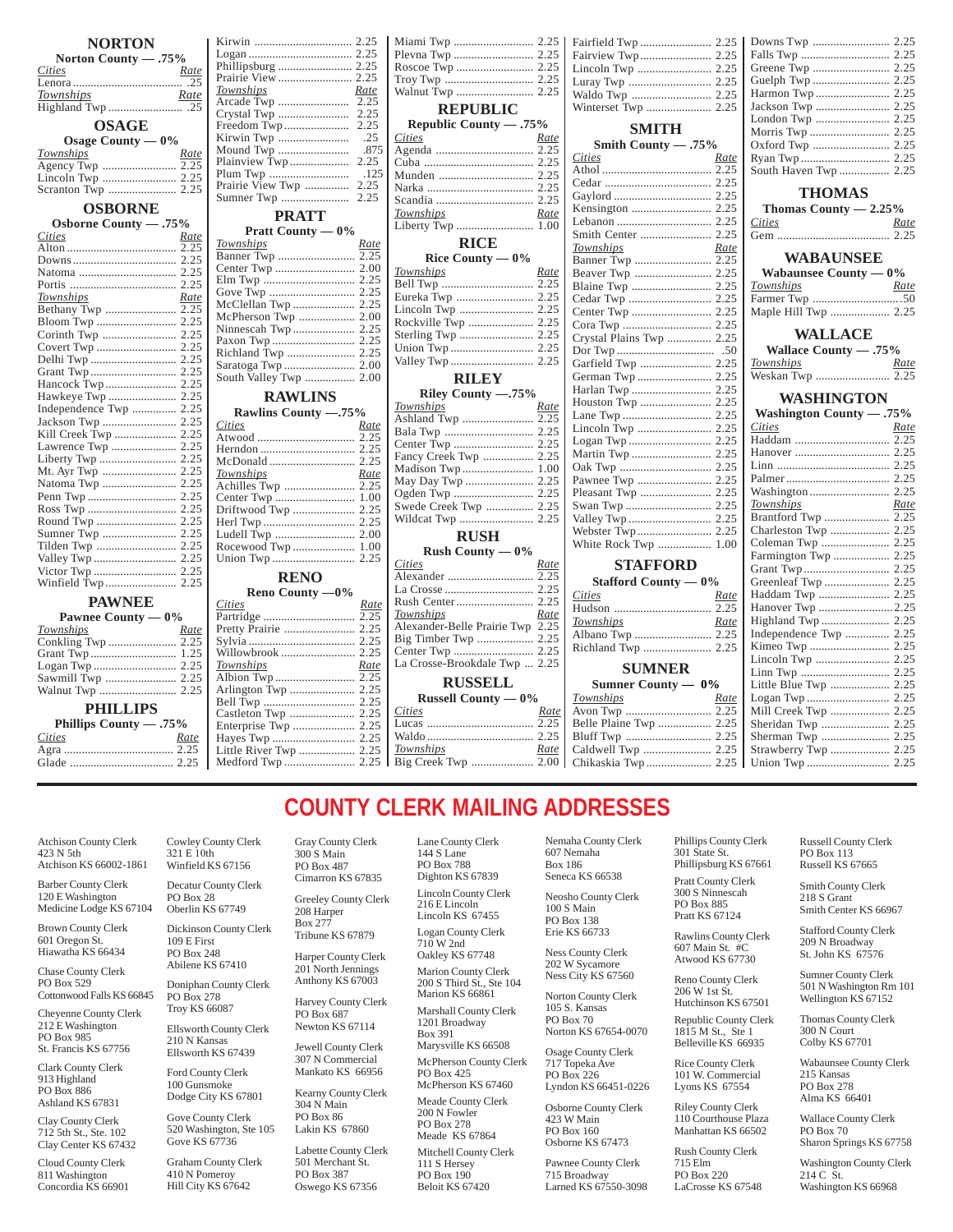## NORTON

**Norton County — .75%**

| Cities | Rate |
|---|---|
| Lenora | .25 |
| **Townships** | **Rate** |
| Highland Twp | .25 |

## OSAGE

**Osage County — 0%**

| Townships | Rate |
|---|---|
| Agency Twp | 2.25 |
| Lincoln Twp | 2.25 |
| Scranton Twp | 2.25 |

## OSBORNE

**Osborne County — .75%**

| Cities | Rate |
|---|---|
| Alton | 2.25 |
| Downs | 2.25 |
| Natoma | 2.25 |
| Portis | 2.25 |
| **Townships** | **Rate** |
| Bethany Twp | 2.25 |
| Bloom Twp | 2.25 |
| Corinth Twp | 2.25 |
| Covert Twp | 2.25 |
| Delhi Twp | 2.25 |
| Grant Twp | 2.25 |
| Hancock Twp | 2.25 |
| Hawkeye Twp | 2.25 |
| Independence Twp | 2.25 |
| Jackson Twp | 2.25 |
| Kill Creek Twp | 2.25 |
| Lawrence Twp | 2.25 |
| Liberty Twp | 2.25 |
| Mt. Ayr Twp | 2.25 |
| Natoma Twp | 2.25 |
| Penn Twp | 2.25 |
| Ross Twp | 2.25 |
| Round Twp | 2.25 |
| Sumner Twp | 2.25 |
| Tilden Twp | 2.25 |
| Valley Twp | 2.25 |
| Victor Twp | 2.25 |
| Winfield Twp | 2.25 |

## PAWNEE

**Pawnee County — 0%**

| Townships | Rate |
|---|---|
| Conkling Twp | 2.25 |
| Grant Twp | 1.25 |
| Logan Twp | 2.25 |
| Sawmill Twp | 2.25 |
| Walnut Twp | 2.25 |

## PHILLIPS

**Phillips County — .75%**

| Cities | Rate |
|---|---|
| Agra | 2.25 |
| Glade | 2.25 |
| Kirwin | 2.25 |
| Logan | 2.25 |
| Phillipsburg | 2.25 |
| Prairie View | 2.25 |
| **Townships** | **Rate** |
| Arcade Twp | 2.25 |
| Crystal Twp | 2.25 |
| Freedom Twp | 2.25 |
| Kirwin Twp | .25 |
| Mound Twp | .875 |
| Plainview Twp | 2.25 |
| Plum Twp | .125 |
| Prairie View Twp | 2.25 |
| Sumner Twp | 2.25 |

## PRATT

**Pratt County — 0%**

| Townships | Rate |
|---|---|
| Banner Twp | 2.25 |
| Center Twp | 2.00 |
| Elm Twp | 2.25 |
| Gove Twp | 2.25 |
| McClellan Twp | 2.25 |
| McPherson Twp | 2.00 |
| Ninnescah Twp | 2.25 |
| Paxon Twp | 2.25 |
| Richland Twp | 2.25 |
| Saratoga Twp | 2.00 |
| South Valley Twp | 2.00 |

## RAWLINS

**Rawlins County —.75%**

| Cities | Rate |
|---|---|
| Atwood | 2.25 |
| Herndon | 2.25 |
| McDonald | 2.25 |
| **Townships** | **Rate** |
| Achilles Twp | 2.25 |
| Center Twp | 1.00 |
| Driftwood Twp | 2.25 |
| Herl Twp | 2.25 |
| Ludell Twp | 2.00 |
| Rocewood Twp | 1.00 |
| Union Twp | 2.25 |

## RENO

**Reno County —0%**

| Cities | Rate |
|---|---|
| Partridge | 2.25 |
| Pretty Prairie | 2.25 |
| Sylvia | 2.25 |
| Willowbrook | 2.25 |
| **Townships** | **Rate** |
| Albion Twp | 2.25 |
| Arlington Twp | 2.25 |
| Bell Twp | 2.25 |
| Castleton Twp | 2.25 |
| Enterprise Twp | 2.25 |
| Hayes Twp | 2.25 |
| Little River Twp | 2.25 |
| Medford Twp | 2.25 |
| Miami Twp | 2.25 |
| Plevna Twp | 2.25 |
| Roscoe Twp | 2.25 |
| Troy Twp | 2.25 |
| Walnut Twp | 2.25 |

## REPUBLIC

**Republic County — .75%**

| Cities | Rate |
|---|---|
| Agenda | 2.25 |
| Cuba | 2.25 |
| Munden | 2.25 |
| Narka | 2.25 |
| Scandia | 2.25 |
| **Townships** | **Rate** |
| Liberty Twp | 1.00 |

## RICE

**Rice County — 0%**

| Townships | Rate |
|---|---|
| Bell Twp | 2.25 |
| Eureka Twp | 2.25 |
| Lincoln Twp | 2.25 |
| Rockville Twp | 2.25 |
| Sterling Twp | 2.25 |
| Union Twp | 2.25 |
| Valley Twp | 2.25 |

## RILEY

**Riley County —.75%**

| Townships | Rate |
|---|---|
| Ashland Twp | 2.25 |
| Bala Twp | 2.25 |
| Center Twp | 2.25 |
| Fancy Creek Twp | 2.25 |
| Madison Twp | 1.00 |
| May Day Twp | 2.25 |
| Ogden Twp | 2.25 |
| Swede Creek Twp | 2.25 |
| Wildcat Twp | 2.25 |

## RUSH

**Rush County — 0%**

| Cities | Rate |
|---|---|
| Alexander | 2.25 |
| La Crosse | 2.25 |
| Rush Center | 2.25 |
| **Townships** | **Rate** |
| Alexander-Belle Prairie Twp | 2.25 |
| Big Timber Twp | 2.25 |
| Center Twp | 2.25 |
| La Crosse-Brookdale Twp | 2.25 |

## RUSSELL

**Russell County — 0%**

| Cities | Rate |
|---|---|
| Lucas | 2.25 |
| Waldo | 2.25 |
| **Townships** | **Rate** |
| Big Creek Twp | 2.00 |
| Fairfield Twp | 2.25 |
| Fairview Twp | 2.25 |
| Lincoln Twp | 2.25 |
| Luray Twp | 2.25 |
| Waldo Twp | 2.25 |
| Winterset Twp | 2.25 |

## SMITH

**Smith County — .75%**

| Cities | Rate |
|---|---|
| Athol | 2.25 |
| Cedar | 2.25 |
| Gaylord | 2.25 |
| Kensington | 2.25 |
| Lebanon | 2.25 |
| Smith Center | 2.25 |
| **Townships** | **Rate** |
| Banner Twp | 2.25 |
| Beaver Twp | 2.25 |
| Blaine Twp | 2.25 |
| Cedar Twp | 2.25 |
| Center Twp | 2.25 |
| Cora Twp | 2.25 |
| Crystal Plains Twp | 2.25 |
| Dor Twp | .50 |
| Garfield Twp | 2.25 |
| German Twp | 2.25 |
| Harlan Twp | 2.25 |
| Houston Twp | 2.25 |
| Lane Twp | 2.25 |
| Lincoln Twp | 2.25 |
| Logan Twp | 2.25 |
| Martin Twp | 2.25 |
| Oak Twp | 2.25 |
| Pawnee Twp | 2.25 |
| Pleasant Twp | 2.25 |
| Swan Twp | 2.25 |
| Valley Twp | 2.25 |
| Webster Twp | 2.25 |
| White Rock Twp | 1.00 |

## STAFFORD

**Stafford County — 0%**

| Cities | Rate |
|---|---|
| Hudson | 2.25 |
| **Townships** | **Rate** |
| Albano Twp | 2.25 |
| Richland Twp | 2.25 |

## SUMNER

**Sumner County — 0%**

| Townships | Rate |
|---|---|
| Avon Twp | 2.25 |
| Belle Plaine Twp | 2.25 |
| Bluff Twp | 2.25 |
| Caldwell Twp | 2.25 |
| Chikaskia Twp | 2.25 |
| Downs Twp | 2.25 |
| Falls Twp | 2.25 |
| Greene Twp | 2.25 |
| Guelph Twp | 2.25 |
| Harmon Twp | 2.25 |
| Jackson Twp | 2.25 |
| London Twp | 2.25 |
| Morris Twp | 2.25 |
| Oxford Twp | 2.25 |
| Ryan Twp | 2.25 |
| South Haven Twp | 2.25 |

## THOMAS

**Thomas County — 2.25%**

| Cities | Rate |
|---|---|
| Gem | 2.25 |

## WABAUNSEE

**Wabaunsee County — 0%**

| Townships | Rate |
|---|---|
| Farmer Twp | .50 |
| Maple Hill Twp | 2.25 |

## WALLACE

**Wallace County — .75%**

| Townships | Rate |
|---|---|
| Weskan Twp | 2.25 |

## WASHINGTON

**Washington County — .75%**

| Cities | Rate |
|---|---|
| Haddam | 2.25 |
| Hanover | 2.25 |
| Linn | 2.25 |
| Palmer | 2.25 |
| Washington | 2.25 |
| **Townships** | **Rate** |
| Brantford Twp | 2.25 |
| Charleston Twp | 2.25 |
| Coleman Twp | 2.25 |
| Farmington Twp | 2.25 |
| Grant Twp | 2.25 |
| Greenleaf Twp | 2.25 |
| Haddam Twp | 2.25 |
| Hanover Twp | 2.25 |
| Highland Twp | 2.25 |
| Independence Twp | 2.25 |
| Kimeo Twp | 2.25 |
| Lincoln Twp | 2.25 |
| Linn Twp | 2.25 |
| Little Blue Twp | 2.25 |
| Logan Twp | 2.25 |
| Mill Creek Twp | 2.25 |
| Sheridan Twp | 2.25 |
| Sherman Twp | 2.25 |
| Strawberry Twp | 2.25 |
| Union Twp | 2.25 |

# COUNTY CLERK MAILING ADDRESSES

Atchison County Clerk
423 N 5th
Atchison KS 66002-1861

Barber County Clerk
120 E Washington
Medicine Lodge KS 67104

Brown County Clerk
601 Oregon St.
Hiawatha KS 66434

Chase County Clerk
PO Box 529
Cottonwood Falls KS 66845

Cheyenne County Clerk
212 E Washington
PO Box 985
St. Francis KS 67756

Clark County Clerk
913 Highland
PO Box 886
Ashland KS 67831

Clay County Clerk
712 5th St., Ste. 102
Clay Center KS 67432

Cloud County Clerk
811 Washington
Concordia KS 66901

Cowley County Clerk
321 E 10th
Winfield KS 67156

Decatur County Clerk
PO Box 28
Oberlin KS 67749

Dickinson County Clerk
109 E First
PO Box 248
Abilene KS 67410

Doniphan County Clerk
PO Box 278
Troy KS 66087

Ellsworth County Clerk
210 N Kansas
Ellsworth KS 67439

Ford County Clerk
100 Gunsmoke
Dodge City KS 67801

Gove County Clerk
520 Washington, Ste 105
Gove KS 67736

Graham County Clerk
410 N Pomeroy
Hill City KS 67642

Gray County Clerk
300 S Main
PO Box 487
Cimarron KS 67835

Greeley County Clerk
208 Harper
Box 277
Tribune KS 67879

Harper County Clerk
201 North Jennings
Anthony KS 67003

Harvey County Clerk
PO Box 687
Newton KS 67114

Jewell County Clerk
307 N Commercial
Mankato KS 66956

Kearny County Clerk
304 N Main
PO Box 86
Lakin KS 67860

Labette County Clerk
501 Merchant St.
PO Box 387
Oswego KS 67356

Lane County Clerk
144 S Lane
PO Box 788
Dighton KS 67839

Lincoln County Clerk
216 E Lincoln
Lincoln KS 67455

Logan County Clerk
710 W 2nd
Oakley KS 67748

Marion County Clerk
200 S Third St., Ste 104
Marion KS 66861

Marshall County Clerk
1201 Broadway
Box 391
Marysville KS 66508

McPherson County Clerk
PO Box 425
McPherson KS 67460

Meade County Clerk
200 N Fowler
PO Box 278
Meade KS 67864

Mitchell County Clerk
111 S Hersey
PO Box 190
Beloit KS 67420

Nemaha County Clerk
607 Nemaha
Box 186
Seneca KS 66538

Neosho County Clerk
100 S Main
PO Box 138
Erie KS 66733

Ness County Clerk
202 W Sycamore
Ness City KS 67560

Norton County Clerk
105 S. Kansas
PO Box 70
Norton KS 67654-0070

Osage County Clerk
717 Topeka Ave
PO Box 226
Lyndon KS 66451-0226

Osborne County Clerk
423 W Main
PO Box 160
Osborne KS 67473

Pawnee County Clerk
715 Broadway
Larned KS 67550-3098

Phillips County Clerk
301 State St.
Phillipsburg KS 67661

Pratt County Clerk
300 S Ninnescah
PO Box 885
Pratt KS 67124

Rawlins County Clerk
607 Main St. #C
Atwood KS 67730

Reno County Clerk
206 W 1st St.
Hutchinson KS 67501

Republic County Clerk
1815 M St., Ste 1
Belleville KS 66935

Rice County Clerk
101 W. Commercial
Lyons KS 67554

Riley County Clerk
110 Courthouse Plaza
Manhattan KS 66502

Rush County Clerk
715 Elm
PO Box 220
LaCrosse KS 67548

Russell County Clerk
PO Box 113
Russell KS 67665

Smith County Clerk
218 S Grant
Smith Center KS 66967

Stafford County Clerk
209 N Broadway
St. John KS 67576

Sumner County Clerk
501 N Washington Rm 101
Wellington KS 67152

Thomas County Clerk
300 N Court
Colby KS 67701

Wabaunsee County Clerk
215 Kansas
PO Box 278
Alma KS 66401

Wallace County Clerk
PO Box 70
Sharon Springs KS 67758

Washington County Clerk
214 C St.
Washington KS 66968